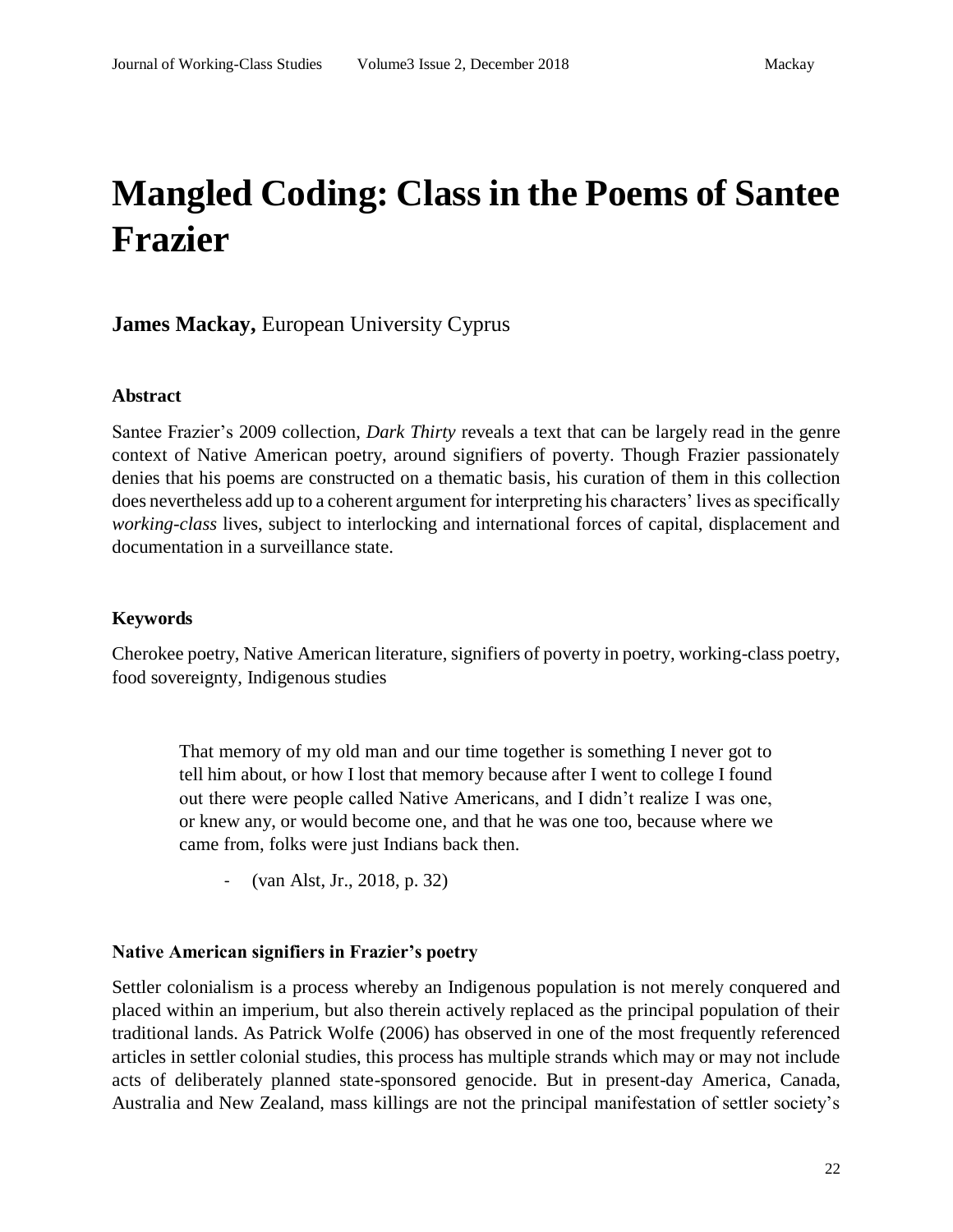# Mangled Coding: Class in the Poems of Santee Frazier

**James Mackay,** European University Cyprus

### Abstract

Santee Frazier's 2009 collection, *Dark Thirty* reveals a text that can be largely read in the genre context of Native American poetry, around signifiers of poverty. Though Frazier passionately denies that his poems are constructed on a thematic basis, his curation of them in this collection does nevertheless add up to a coherent argument for interpreting his characters' lives as specifically *working-class* lives, subject to interlocking and international forces of capital, displacement and documentation in a surveillance state.

### Keywords

Cherokee poetry, Native American literature, signifiers of poverty in poetry, working-class poetry, food sovereignty, Indigenous studies

> That memory of my old man and our time together is something I never got to tell him about, or how I lost that memory because after I went to college I found out there were people called Native Americans, and I didn't realize I was one, or knew any, or would become one, and that he was one too, because where we came from, folks were just Indians back then.
>
> - (van Alst, Jr., 2018, p. 32)

### Native American signifiers in Frazier's poetry

Settler colonialism is a process whereby an Indigenous population is not merely conquered and placed within an imperium, but also therein actively replaced as the principal population of their traditional lands. As Patrick Wolfe (2006) has observed in one of the most frequently referenced articles in settler colonial studies, this process has multiple strands which may or may not include acts of deliberately planned state-sponsored genocide. But in present-day America, Canada, Australia and New Zealand, mass killings are not the principal manifestation of settler society's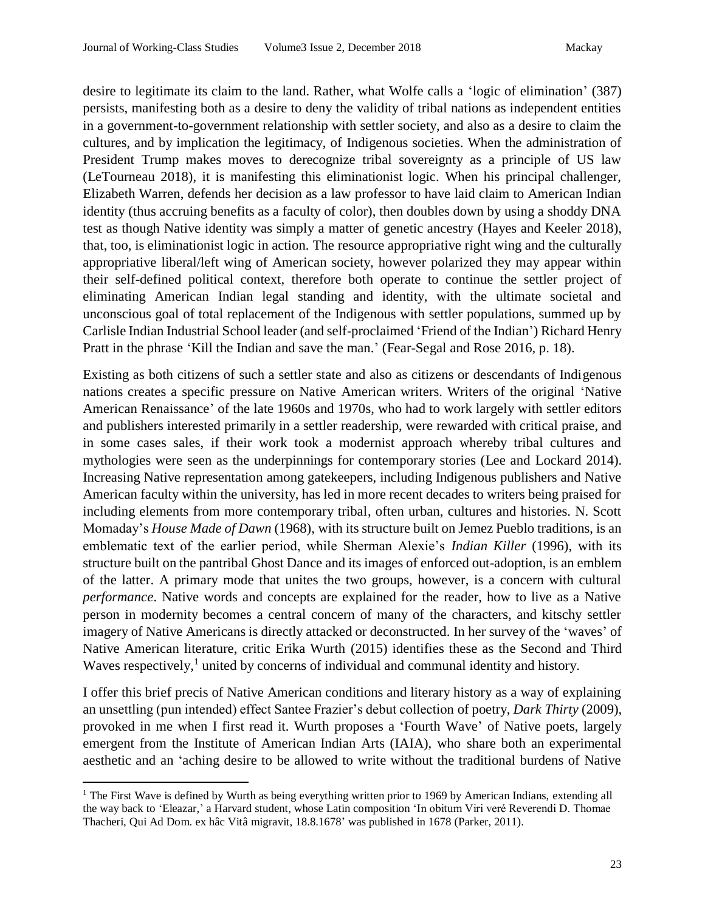desire to legitimate its claim to the land. Rather, what Wolfe calls a 'logic of elimination' (387) persists, manifesting both as a desire to deny the validity of tribal nations as independent entities in a government-to-government relationship with settler society, and also as a desire to claim the cultures, and by implication the legitimacy, of Indigenous societies. When the administration of President Trump makes moves to derecognize tribal sovereignty as a principle of US law (LeTourneau 2018), it is manifesting this eliminationist logic. When his principal challenger, Elizabeth Warren, defends her decision as a law professor to have laid claim to American Indian identity (thus accruing benefits as a faculty of color), then doubles down by using a shoddy DNA test as though Native identity was simply a matter of genetic ancestry (Hayes and Keeler 2018), that, too, is eliminationist logic in action. The resource appropriative right wing and the culturally appropriative liberal/left wing of American society, however polarized they may appear within their self-defined political context, therefore both operate to continue the settler project of eliminating American Indian legal standing and identity, with the ultimate societal and unconscious goal of total replacement of the Indigenous with settler populations, summed up by Carlisle Indian Industrial School leader (and self-proclaimed 'Friend of the Indian') Richard Henry Pratt in the phrase 'Kill the Indian and save the man.' (Fear-Segal and Rose 2016, p. 18).

Existing as both citizens of such a settler state and also as citizens or descendants of Indigenous nations creates a specific pressure on Native American writers. Writers of the original 'Native American Renaissance' of the late 1960s and 1970s, who had to work largely with settler editors and publishers interested primarily in a settler readership, were rewarded with critical praise, and in some cases sales, if their work took a modernist approach whereby tribal cultures and mythologies were seen as the underpinnings for contemporary stories (Lee and Lockard 2014). Increasing Native representation among gatekeepers, including Indigenous publishers and Native American faculty within the university, has led in more recent decades to writers being praised for including elements from more contemporary tribal, often urban, cultures and histories. N. Scott Momaday's *House Made of Dawn* (1968), with its structure built on Jemez Pueblo traditions, is an emblematic text of the earlier period, while Sherman Alexie's *Indian Killer* (1996), with its structure built on the pantribal Ghost Dance and its images of enforced out-adoption, is an emblem of the latter. A primary mode that unites the two groups, however, is a concern with cultural *performance*. Native words and concepts are explained for the reader, how to live as a Native person in modernity becomes a central concern of many of the characters, and kitschy settler imagery of Native Americans is directly attacked or deconstructed. In her survey of the 'waves' of Native American literature, critic Erika Wurth (2015) identifies these as the Second and Third Waves respectively,[1] united by concerns of individual and communal identity and history.

I offer this brief precis of Native American conditions and literary history as a way of explaining an unsettling (pun intended) effect Santee Frazier's debut collection of poetry, *Dark Thirty* (2009), provoked in me when I first read it. Wurth proposes a 'Fourth Wave' of Native poets, largely emergent from the Institute of American Indian Arts (IAIA), who share both an experimental aesthetic and an 'aching desire to be allowed to write without the traditional burdens of Native

[1] The First Wave is defined by Wurth as being everything written prior to 1969 by American Indians, extending all the way back to 'Eleazar,' a Harvard student, whose Latin composition 'In obitum Viri veré Reverendi D. Thomae Thacheri, Qui Ad Dom. ex hâc Vitâ migravit, 18.8.1678' was published in 1678 (Parker, 2011).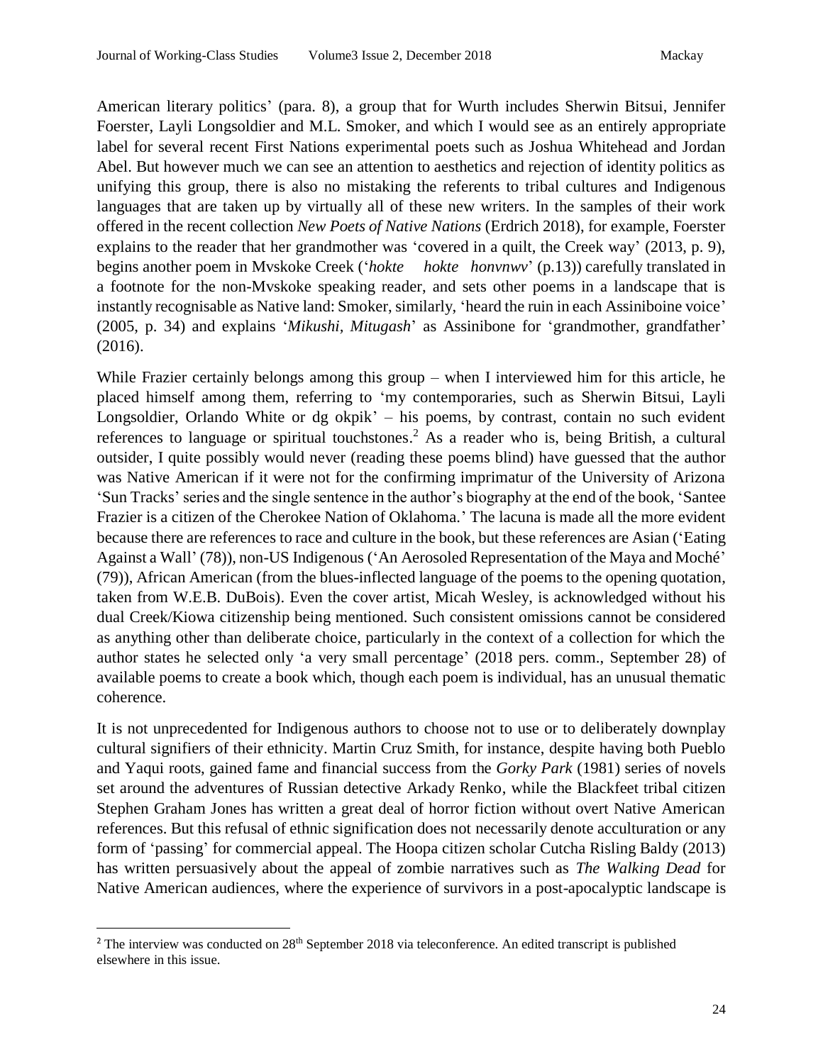American literary politics' (para. 8), a group that for Wurth includes Sherwin Bitsui, Jennifer Foerster, Layli Longsoldier and M.L. Smoker, and which I would see as an entirely appropriate label for several recent First Nations experimental poets such as Joshua Whitehead and Jordan Abel. But however much we can see an attention to aesthetics and rejection of identity politics as unifying this group, there is also no mistaking the referents to tribal cultures and Indigenous languages that are taken up by virtually all of these new writers. In the samples of their work offered in the recent collection *New Poets of Native Nations* (Erdrich 2018), for example, Foerster explains to the reader that her grandmother was 'covered in a quilt, the Creek way' (2013, p. 9), begins another poem in Mvskoke Creek ('*hokte hokte honvnwv*' (p.13)) carefully translated in a footnote for the non-Mvskoke speaking reader, and sets other poems in a landscape that is instantly recognisable as Native land: Smoker, similarly, 'heard the ruin in each Assiniboine voice' (2005, p. 34) and explains '*Mikushi*, *Mitugash*' as Assinibone for 'grandmother, grandfather' (2016).

While Frazier certainly belongs among this group – when I interviewed him for this article, he placed himself among them, referring to 'my contemporaries, such as Sherwin Bitsui, Layli Longsoldier, Orlando White or dg okpik' – his poems, by contrast, contain no such evident references to language or spiritual touchstones.[2] As a reader who is, being British, a cultural outsider, I quite possibly would never (reading these poems blind) have guessed that the author was Native American if it were not for the confirming imprimatur of the University of Arizona 'Sun Tracks' series and the single sentence in the author's biography at the end of the book, 'Santee Frazier is a citizen of the Cherokee Nation of Oklahoma.' The lacuna is made all the more evident because there are references to race and culture in the book, but these references are Asian ('Eating Against a Wall' (78)), non-US Indigenous ('An Aerosoled Representation of the Maya and Moché' (79)), African American (from the blues-inflected language of the poems to the opening quotation, taken from W.E.B. DuBois). Even the cover artist, Micah Wesley, is acknowledged without his dual Creek/Kiowa citizenship being mentioned. Such consistent omissions cannot be considered as anything other than deliberate choice, particularly in the context of a collection for which the author states he selected only 'a very small percentage' (2018 pers. comm., September 28) of available poems to create a book which, though each poem is individual, has an unusual thematic coherence.

It is not unprecedented for Indigenous authors to choose not to use or to deliberately downplay cultural signifiers of their ethnicity. Martin Cruz Smith, for instance, despite having both Pueblo and Yaqui roots, gained fame and financial success from the *Gorky Park* (1981) series of novels set around the adventures of Russian detective Arkady Renko, while the Blackfeet tribal citizen Stephen Graham Jones has written a great deal of horror fiction without overt Native American references. But this refusal of ethnic signification does not necessarily denote acculturation or any form of 'passing' for commercial appeal. The Hoopa citizen scholar Cutcha Risling Baldy (2013) has written persuasively about the appeal of zombie narratives such as *The Walking Dead* for Native American audiences, where the experience of survivors in a post-apocalyptic landscape is

[2] The interview was conducted on 28th September 2018 via teleconference. An edited transcript is published elsewhere in this issue.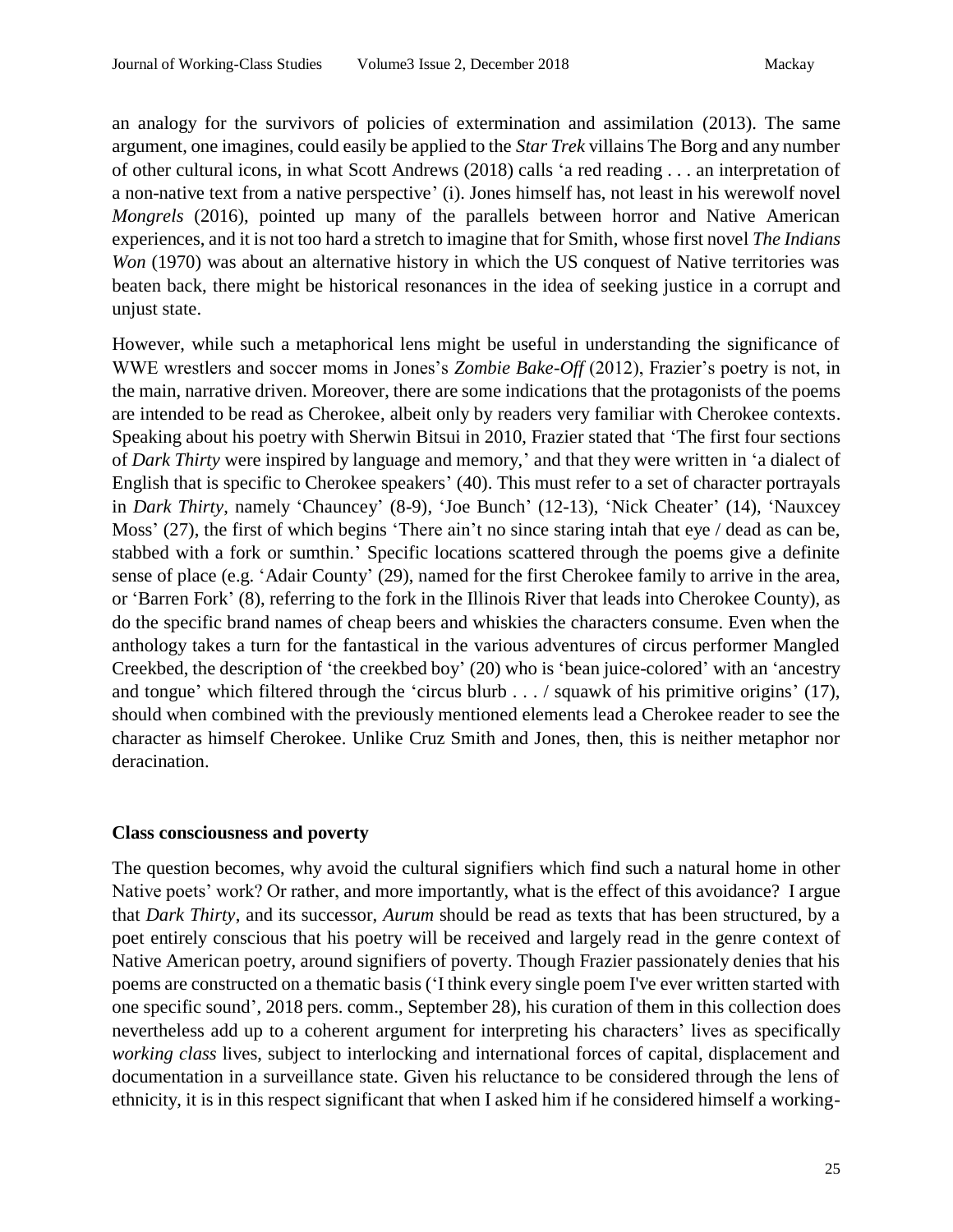an analogy for the survivors of policies of extermination and assimilation (2013). The same argument, one imagines, could easily be applied to the *Star Trek* villains The Borg and any number of other cultural icons, in what Scott Andrews (2018) calls 'a red reading . . . an interpretation of a non-native text from a native perspective' (i). Jones himself has, not least in his werewolf novel *Mongrels* (2016), pointed up many of the parallels between horror and Native American experiences, and it is not too hard a stretch to imagine that for Smith, whose first novel *The Indians Won* (1970) was about an alternative history in which the US conquest of Native territories was beaten back, there might be historical resonances in the idea of seeking justice in a corrupt and unjust state.

However, while such a metaphorical lens might be useful in understanding the significance of WWE wrestlers and soccer moms in Jones's *Zombie Bake-Off* (2012), Frazier's poetry is not, in the main, narrative driven. Moreover, there are some indications that the protagonists of the poems are intended to be read as Cherokee, albeit only by readers very familiar with Cherokee contexts. Speaking about his poetry with Sherwin Bitsui in 2010, Frazier stated that 'The first four sections of *Dark Thirty* were inspired by language and memory,' and that they were written in 'a dialect of English that is specific to Cherokee speakers' (40). This must refer to a set of character portrayals in *Dark Thirty*, namely 'Chauncey' (8-9), 'Joe Bunch' (12-13), 'Nick Cheater' (14), 'Nauxcey Moss' (27), the first of which begins 'There ain't no since staring intah that eye / dead as can be, stabbed with a fork or sumthin.' Specific locations scattered through the poems give a definite sense of place (e.g. 'Adair County' (29), named for the first Cherokee family to arrive in the area, or 'Barren Fork' (8), referring to the fork in the Illinois River that leads into Cherokee County), as do the specific brand names of cheap beers and whiskies the characters consume. Even when the anthology takes a turn for the fantastical in the various adventures of circus performer Mangled Creekbed, the description of 'the creekbed boy' (20) who is 'bean juice-colored' with an 'ancestry and tongue' which filtered through the 'circus blurb . . . / squawk of his primitive origins' (17), should when combined with the previously mentioned elements lead a Cherokee reader to see the character as himself Cherokee. Unlike Cruz Smith and Jones, then, this is neither metaphor nor deracination.

## Class consciousness and poverty

The question becomes, why avoid the cultural signifiers which find such a natural home in other Native poets' work? Or rather, and more importantly, what is the effect of this avoidance? I argue that *Dark Thirty*, and its successor, *Aurum* should be read as texts that has been structured, by a poet entirely conscious that his poetry will be received and largely read in the genre context of Native American poetry, around signifiers of poverty. Though Frazier passionately denies that his poems are constructed on a thematic basis ('I think every single poem I've ever written started with one specific sound', 2018 pers. comm., September 28), his curation of them in this collection does nevertheless add up to a coherent argument for interpreting his characters' lives as specifically *working class* lives, subject to interlocking and international forces of capital, displacement and documentation in a surveillance state. Given his reluctance to be considered through the lens of ethnicity, it is in this respect significant that when I asked him if he considered himself a working-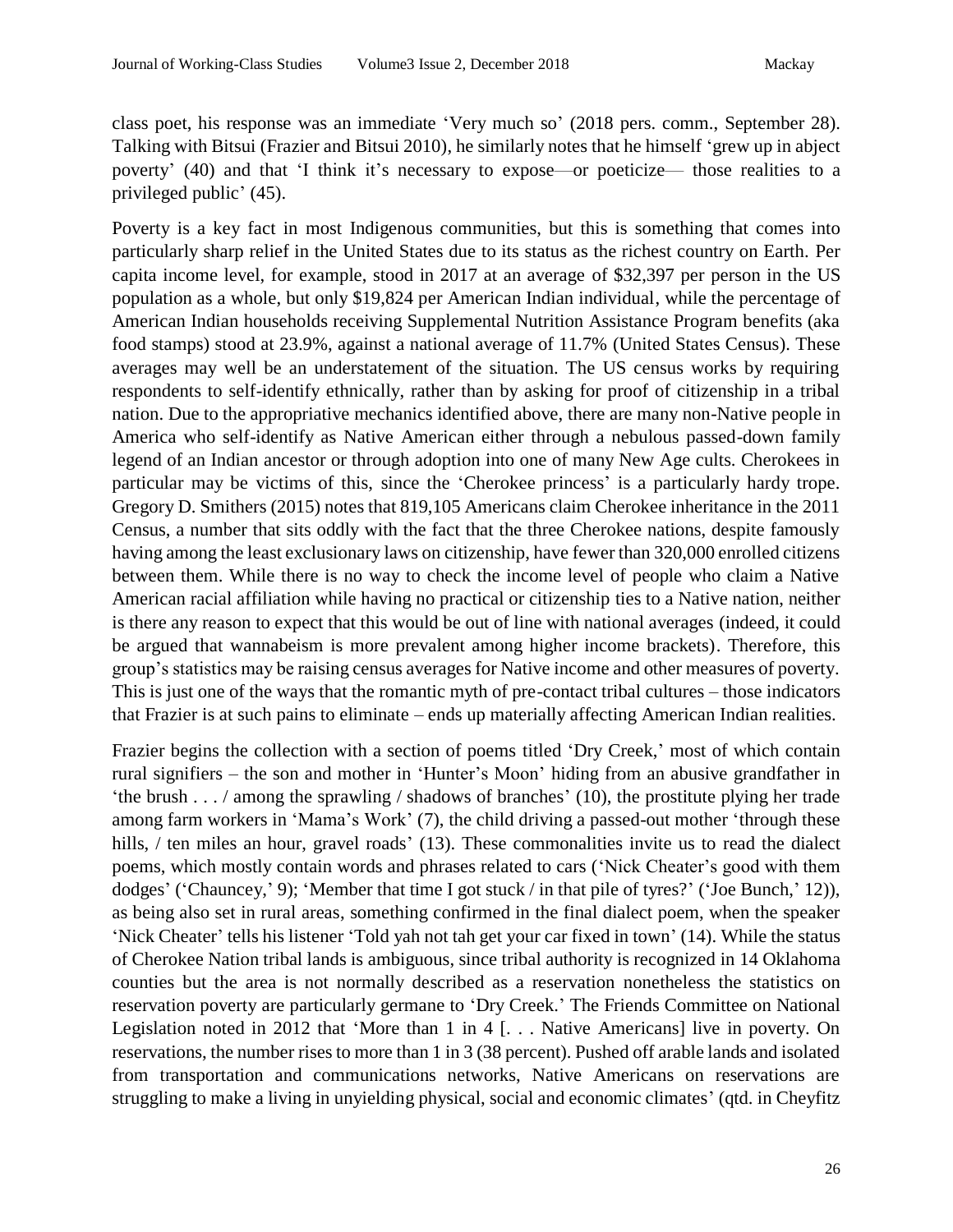class poet, his response was an immediate 'Very much so' (2018 pers. comm., September 28). Talking with Bitsui (Frazier and Bitsui 2010), he similarly notes that he himself 'grew up in abject poverty' (40) and that 'I think it's necessary to expose—or poeticize— those realities to a privileged public' (45).

Poverty is a key fact in most Indigenous communities, but this is something that comes into particularly sharp relief in the United States due to its status as the richest country on Earth. Per capita income level, for example, stood in 2017 at an average of $32,397 per person in the US population as a whole, but only $19,824 per American Indian individual, while the percentage of American Indian households receiving Supplemental Nutrition Assistance Program benefits (aka food stamps) stood at 23.9%, against a national average of 11.7% (United States Census). These averages may well be an understatement of the situation. The US census works by requiring respondents to self-identify ethnically, rather than by asking for proof of citizenship in a tribal nation. Due to the appropriative mechanics identified above, there are many non-Native people in America who self-identify as Native American either through a nebulous passed-down family legend of an Indian ancestor or through adoption into one of many New Age cults. Cherokees in particular may be victims of this, since the 'Cherokee princess' is a particularly hardy trope. Gregory D. Smithers (2015) notes that 819,105 Americans claim Cherokee inheritance in the 2011 Census, a number that sits oddly with the fact that the three Cherokee nations, despite famously having among the least exclusionary laws on citizenship, have fewer than 320,000 enrolled citizens between them. While there is no way to check the income level of people who claim a Native American racial affiliation while having no practical or citizenship ties to a Native nation, neither is there any reason to expect that this would be out of line with national averages (indeed, it could be argued that wannabeism is more prevalent among higher income brackets). Therefore, this group's statistics may be raising census averages for Native income and other measures of poverty. This is just one of the ways that the romantic myth of pre-contact tribal cultures – those indicators that Frazier is at such pains to eliminate – ends up materially affecting American Indian realities.

Frazier begins the collection with a section of poems titled 'Dry Creek,' most of which contain rural signifiers – the son and mother in 'Hunter's Moon' hiding from an abusive grandfather in 'the brush . . . / among the sprawling / shadows of branches' (10), the prostitute plying her trade among farm workers in 'Mama's Work' (7), the child driving a passed-out mother 'through these hills, / ten miles an hour, gravel roads' (13). These commonalities invite us to read the dialect poems, which mostly contain words and phrases related to cars ('Nick Cheater's good with them dodges' ('Chauncey,' 9); 'Member that time I got stuck / in that pile of tyres?' ('Joe Bunch,' 12)), as being also set in rural areas, something confirmed in the final dialect poem, when the speaker 'Nick Cheater' tells his listener 'Told yah not tah get your car fixed in town' (14). While the status of Cherokee Nation tribal lands is ambiguous, since tribal authority is recognized in 14 Oklahoma counties but the area is not normally described as a reservation nonetheless the statistics on reservation poverty are particularly germane to 'Dry Creek.' The Friends Committee on National Legislation noted in 2012 that 'More than 1 in 4 [. . . Native Americans] live in poverty. On reservations, the number rises to more than 1 in 3 (38 percent). Pushed off arable lands and isolated from transportation and communications networks, Native Americans on reservations are struggling to make a living in unyielding physical, social and economic climates' (qtd. in Cheyfitz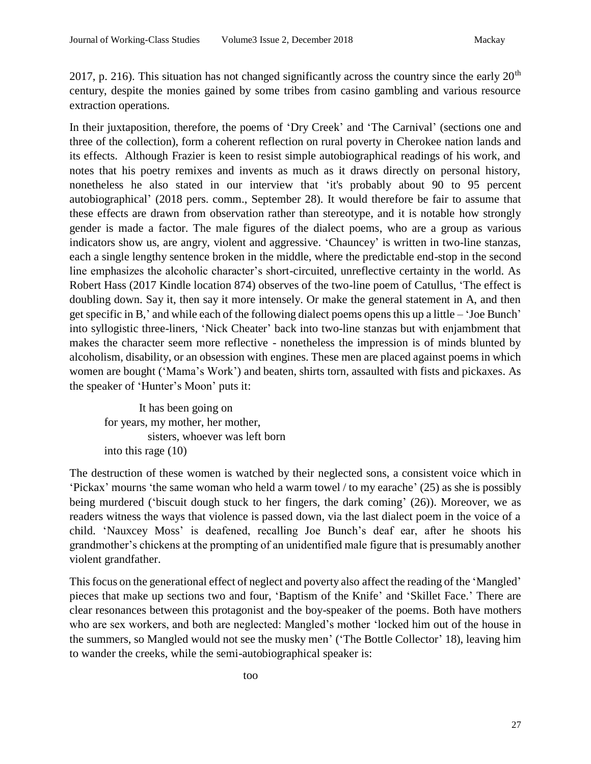2017, p. 216). This situation has not changed significantly across the country since the early 20th century, despite the monies gained by some tribes from casino gambling and various resource extraction operations.

In their juxtaposition, therefore, the poems of 'Dry Creek' and 'The Carnival' (sections one and three of the collection), form a coherent reflection on rural poverty in Cherokee nation lands and its effects. Although Frazier is keen to resist simple autobiographical readings of his work, and notes that his poetry remixes and invents as much as it draws directly on personal history, nonetheless he also stated in our interview that 'it's probably about 90 to 95 percent autobiographical' (2018 pers. comm., September 28). It would therefore be fair to assume that these effects are drawn from observation rather than stereotype, and it is notable how strongly gender is made a factor. The male figures of the dialect poems, who are a group as various indicators show us, are angry, violent and aggressive. 'Chauncey' is written in two-line stanzas, each a single lengthy sentence broken in the middle, where the predictable end-stop in the second line emphasizes the alcoholic character's short-circuited, unreflective certainty in the world. As Robert Hass (2017 Kindle location 874) observes of the two-line poem of Catullus, 'The effect is doubling down. Say it, then say it more intensely. Or make the general statement in A, and then get specific in B,' and while each of the following dialect poems opens this up a little – 'Joe Bunch' into syllogistic three-liners, 'Nick Cheater' back into two-line stanzas but with enjambment that makes the character seem more reflective - nonetheless the impression is of minds blunted by alcoholism, disability, or an obsession with engines. These men are placed against poems in which women are bought ('Mama's Work') and beaten, shirts torn, assaulted with fists and pickaxes. As the speaker of 'Hunter's Moon' puts it:

> It has been going on
> for years, my mother, her mother,
> sisters, whoever was left born
> into this rage (10)

The destruction of these women is watched by their neglected sons, a consistent voice which in 'Pickax' mourns 'the same woman who held a warm towel / to my earache' (25) as she is possibly being murdered ('biscuit dough stuck to her fingers, the dark coming' (26)). Moreover, we as readers witness the ways that violence is passed down, via the last dialect poem in the voice of a child. 'Nauxcey Moss' is deafened, recalling Joe Bunch's deaf ear, after he shoots his grandmother's chickens at the prompting of an unidentified male figure that is presumably another violent grandfather.

This focus on the generational effect of neglect and poverty also affect the reading of the 'Mangled' pieces that make up sections two and four, 'Baptism of the Knife' and 'Skillet Face.' There are clear resonances between this protagonist and the boy-speaker of the poems. Both have mothers who are sex workers, and both are neglected: Mangled's mother 'locked him out of the house in the summers, so Mangled would not see the musky men' ('The Bottle Collector' 18), leaving him to wander the creeks, while the semi-autobiographical speaker is:

> too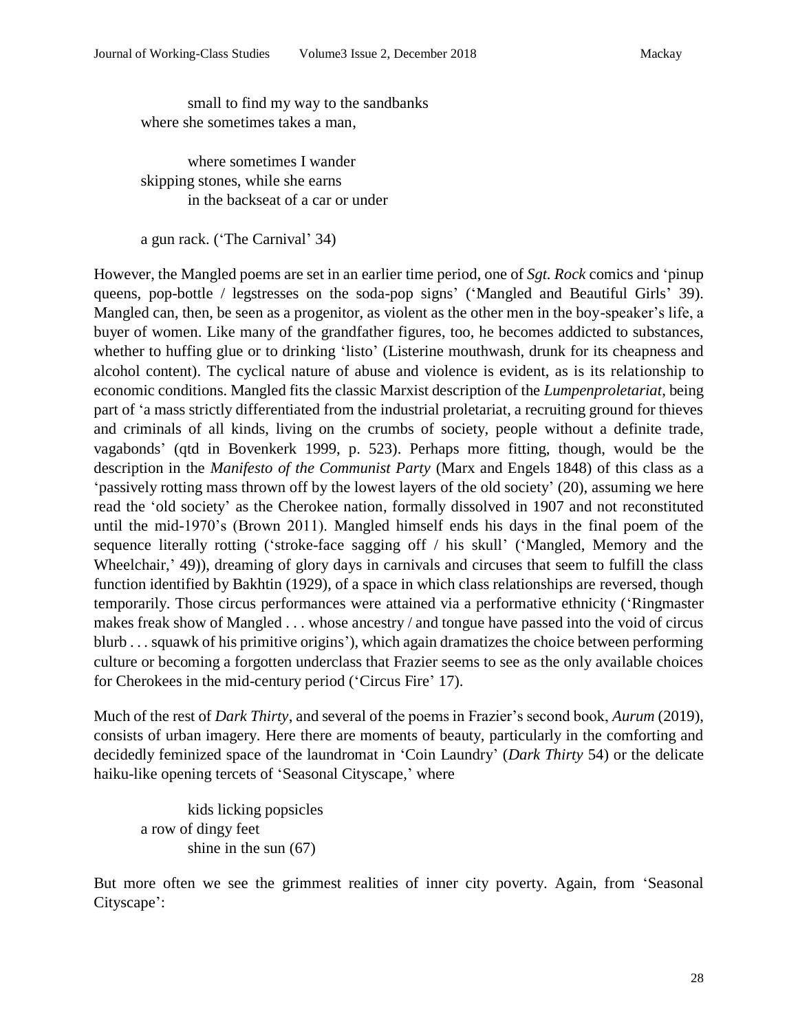small to find my way to the sandbanks
where she sometimes takes a man,

where sometimes I wander
skipping stones, while she earns
in the backseat of a car or under

a gun rack. ('The Carnival' 34)

However, the Mangled poems are set in an earlier time period, one of *Sgt. Rock* comics and 'pinup queens, pop-bottle / legstresses on the soda-pop signs' ('Mangled and Beautiful Girls' 39). Mangled can, then, be seen as a progenitor, as violent as the other men in the boy-speaker's life, a buyer of women. Like many of the grandfather figures, too, he becomes addicted to substances, whether to huffing glue or to drinking 'listo' (Listerine mouthwash, drunk for its cheapness and alcohol content). The cyclical nature of abuse and violence is evident, as is its relationship to economic conditions. Mangled fits the classic Marxist description of the *Lumpenproletariat*, being part of 'a mass strictly differentiated from the industrial proletariat, a recruiting ground for thieves and criminals of all kinds, living on the crumbs of society, people without a definite trade, vagabonds' (qtd in Bovenkerk 1999, p. 523). Perhaps more fitting, though, would be the description in the *Manifesto of the Communist Party* (Marx and Engels 1848) of this class as a 'passively rotting mass thrown off by the lowest layers of the old society' (20), assuming we here read the 'old society' as the Cherokee nation, formally dissolved in 1907 and not reconstituted until the mid-1970's (Brown 2011). Mangled himself ends his days in the final poem of the sequence literally rotting ('stroke-face sagging off / his skull' ('Mangled, Memory and the Wheelchair,' 49)), dreaming of glory days in carnivals and circuses that seem to fulfill the class function identified by Bakhtin (1929), of a space in which class relationships are reversed, though temporarily. Those circus performances were attained via a performative ethnicity ('Ringmaster makes freak show of Mangled . . . whose ancestry / and tongue have passed into the void of circus blurb . . . squawk of his primitive origins'), which again dramatizes the choice between performing culture or becoming a forgotten underclass that Frazier seems to see as the only available choices for Cherokees in the mid-century period ('Circus Fire' 17).

Much of the rest of *Dark Thirty*, and several of the poems in Frazier's second book, *Aurum* (2019), consists of urban imagery. Here there are moments of beauty, particularly in the comforting and decidedly feminized space of the laundromat in 'Coin Laundry' (*Dark Thirty* 54) or the delicate haiku-like opening tercets of 'Seasonal Cityscape,' where

kids licking popsicles
a row of dingy feet
shine in the sun (67)

But more often we see the grimmest realities of inner city poverty. Again, from 'Seasonal Cityscape':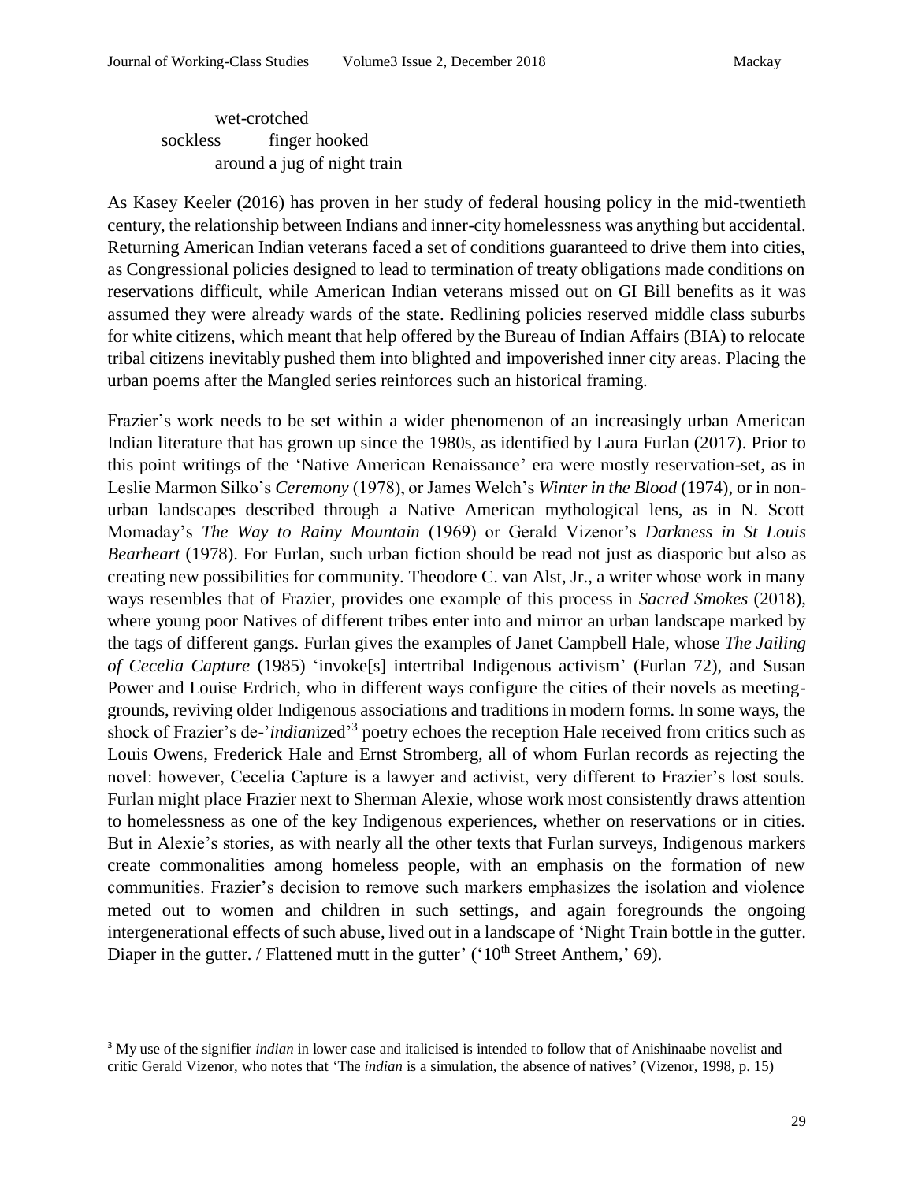wet-crotched
sockless          finger hooked
around a jug of night train

As Kasey Keeler (2016) has proven in her study of federal housing policy in the mid-twentieth century, the relationship between Indians and inner-city homelessness was anything but accidental. Returning American Indian veterans faced a set of conditions guaranteed to drive them into cities, as Congressional policies designed to lead to termination of treaty obligations made conditions on reservations difficult, while American Indian veterans missed out on GI Bill benefits as it was assumed they were already wards of the state. Redlining policies reserved middle class suburbs for white citizens, which meant that help offered by the Bureau of Indian Affairs (BIA) to relocate tribal citizens inevitably pushed them into blighted and impoverished inner city areas. Placing the urban poems after the Mangled series reinforces such an historical framing.

Frazier's work needs to be set within a wider phenomenon of an increasingly urban American Indian literature that has grown up since the 1980s, as identified by Laura Furlan (2017). Prior to this point writings of the 'Native American Renaissance' era were mostly reservation-set, as in Leslie Marmon Silko's *Ceremony* (1978), or James Welch's *Winter in the Blood* (1974), or in non-urban landscapes described through a Native American mythological lens, as in N. Scott Momaday's *The Way to Rainy Mountain* (1969) or Gerald Vizenor's *Darkness in St Louis Bearheart* (1978). For Furlan, such urban fiction should be read not just as diasporic but also as creating new possibilities for community. Theodore C. van Alst, Jr., a writer whose work in many ways resembles that of Frazier, provides one example of this process in *Sacred Smokes* (2018), where young poor Natives of different tribes enter into and mirror an urban landscape marked by the tags of different gangs. Furlan gives the examples of Janet Campbell Hale, whose *The Jailing of Cecelia Capture* (1985) 'invoke[s] intertribal Indigenous activism' (Furlan 72), and Susan Power and Louise Erdrich, who in different ways configure the cities of their novels as meeting-grounds, reviving older Indigenous associations and traditions in modern forms. In some ways, the shock of Frazier's de-'*indian*ized'[3] poetry echoes the reception Hale received from critics such as Louis Owens, Frederick Hale and Ernst Stromberg, all of whom Furlan records as rejecting the novel: however, Cecelia Capture is a lawyer and activist, very different to Frazier's lost souls. Furlan might place Frazier next to Sherman Alexie, whose work most consistently draws attention to homelessness as one of the key Indigenous experiences, whether on reservations or in cities. But in Alexie's stories, as with nearly all the other texts that Furlan surveys, Indigenous markers create commonalities among homeless people, with an emphasis on the formation of new communities. Frazier's decision to remove such markers emphasizes the isolation and violence meted out to women and children in such settings, and again foregrounds the ongoing intergenerational effects of such abuse, lived out in a landscape of 'Night Train bottle in the gutter. Diaper in the gutter. / Flattened mutt in the gutter' ('10th Street Anthem,' 69).

[3] My use of the signifier *indian* in lower case and italicised is intended to follow that of Anishinaabe novelist and critic Gerald Vizenor, who notes that 'The *indian* is a simulation, the absence of natives' (Vizenor, 1998, p. 15)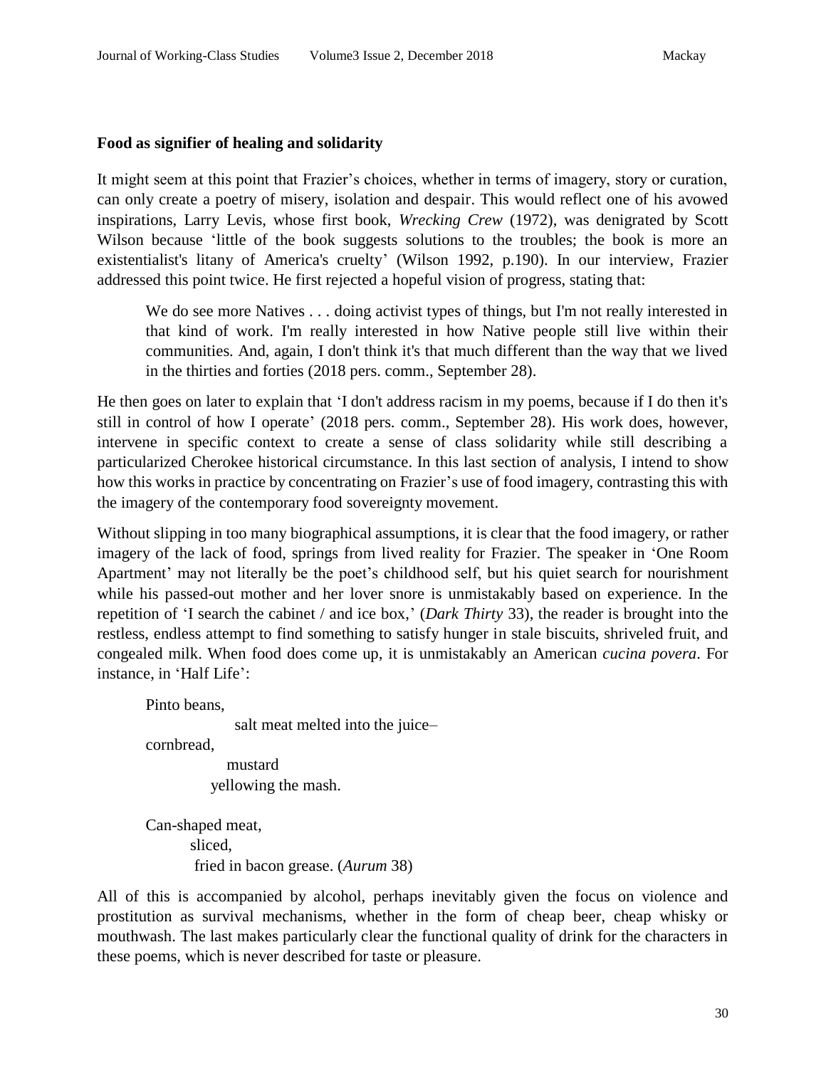### Food as signifier of healing and solidarity

It might seem at this point that Frazier's choices, whether in terms of imagery, story or curation, can only create a poetry of misery, isolation and despair. This would reflect one of his avowed inspirations, Larry Levis, whose first book, *Wrecking Crew* (1972), was denigrated by Scott Wilson because 'little of the book suggests solutions to the troubles; the book is more an existentialist's litany of America's cruelty' (Wilson 1992, p.190). In our interview, Frazier addressed this point twice. He first rejected a hopeful vision of progress, stating that:

> We do see more Natives . . . doing activist types of things, but I'm not really interested in that kind of work. I'm really interested in how Native people still live within their communities. And, again, I don't think it's that much different than the way that we lived in the thirties and forties (2018 pers. comm., September 28).

He then goes on later to explain that 'I don't address racism in my poems, because if I do then it's still in control of how I operate' (2018 pers. comm., September 28). His work does, however, intervene in specific context to create a sense of class solidarity while still describing a particularized Cherokee historical circumstance. In this last section of analysis, I intend to show how this works in practice by concentrating on Frazier's use of food imagery, contrasting this with the imagery of the contemporary food sovereignty movement.

Without slipping in too many biographical assumptions, it is clear that the food imagery, or rather imagery of the lack of food, springs from lived reality for Frazier. The speaker in 'One Room Apartment' may not literally be the poet's childhood self, but his quiet search for nourishment while his passed-out mother and her lover snore is unmistakably based on experience. In the repetition of 'I search the cabinet / and ice box,' (*Dark Thirty* 33), the reader is brought into the restless, endless attempt to find something to satisfy hunger in stale biscuits, shriveled fruit, and congealed milk. When food does come up, it is unmistakably an American *cucina povera*. For instance, in 'Half Life':

> Pinto beans,
> salt meat melted into the juice–
> cornbread,
> mustard
> yellowing the mash.
>
> Can-shaped meat,
> sliced,
> fried in bacon grease. (*Aurum* 38)

All of this is accompanied by alcohol, perhaps inevitably given the focus on violence and prostitution as survival mechanisms, whether in the form of cheap beer, cheap whisky or mouthwash. The last makes particularly clear the functional quality of drink for the characters in these poems, which is never described for taste or pleasure.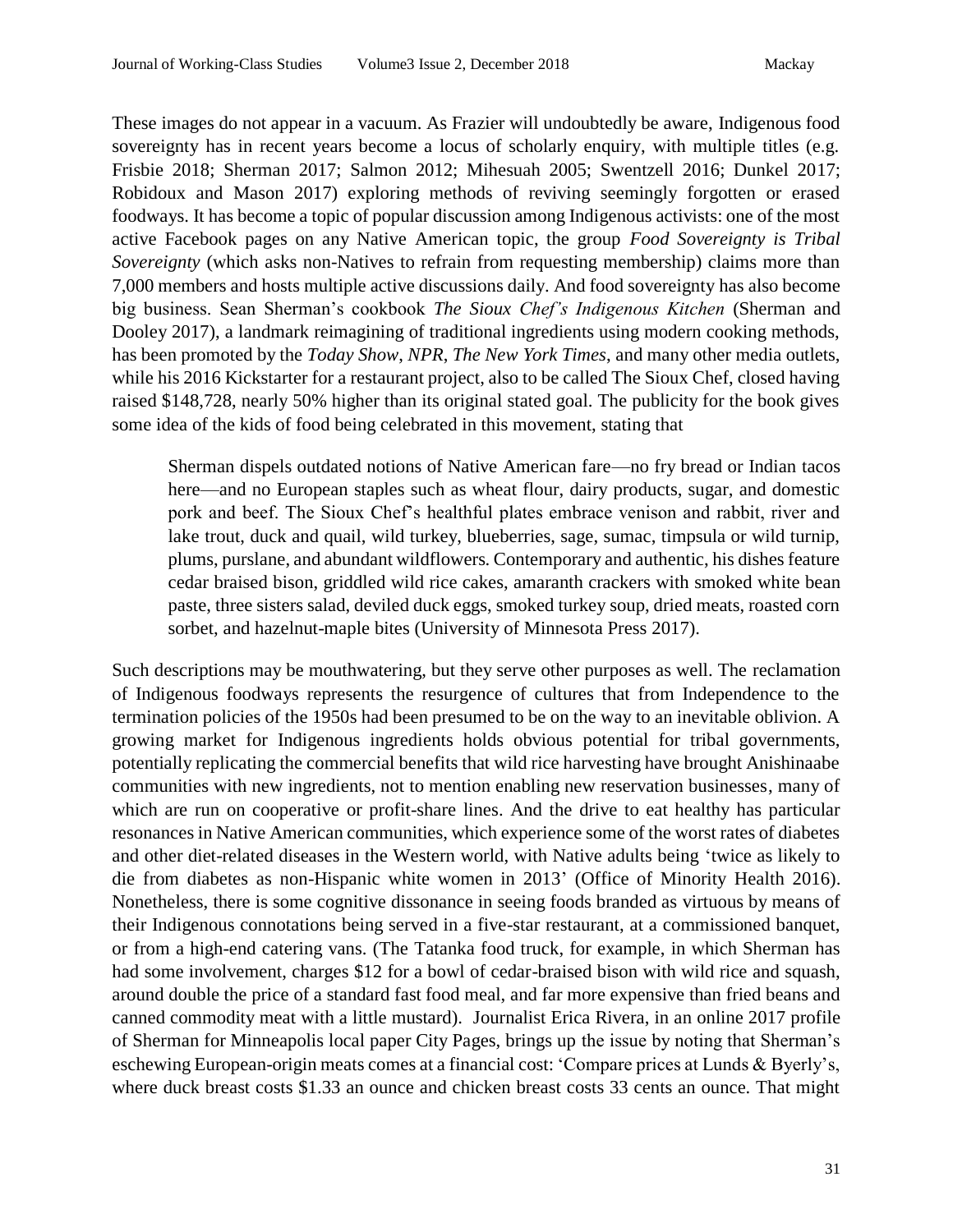These images do not appear in a vacuum. As Frazier will undoubtedly be aware, Indigenous food sovereignty has in recent years become a locus of scholarly enquiry, with multiple titles (e.g. Frisbie 2018; Sherman 2017; Salmon 2012; Mihesuah 2005; Swentzell 2016; Dunkel 2017; Robidoux and Mason 2017) exploring methods of reviving seemingly forgotten or erased foodways. It has become a topic of popular discussion among Indigenous activists: one of the most active Facebook pages on any Native American topic, the group *Food Sovereignty is Tribal Sovereignty* (which asks non-Natives to refrain from requesting membership) claims more than 7,000 members and hosts multiple active discussions daily. And food sovereignty has also become big business. Sean Sherman's cookbook *The Sioux Chef's Indigenous Kitchen* (Sherman and Dooley 2017), a landmark reimagining of traditional ingredients using modern cooking methods, has been promoted by the *Today Show*, *NPR*, *The New York Times*, and many other media outlets, while his 2016 Kickstarter for a restaurant project, also to be called The Sioux Chef, closed having raised $148,728, nearly 50% higher than its original stated goal. The publicity for the book gives some idea of the kids of food being celebrated in this movement, stating that

> Sherman dispels outdated notions of Native American fare—no fry bread or Indian tacos here—and no European staples such as wheat flour, dairy products, sugar, and domestic pork and beef. The Sioux Chef's healthful plates embrace venison and rabbit, river and lake trout, duck and quail, wild turkey, blueberries, sage, sumac, timpsula or wild turnip, plums, purslane, and abundant wildflowers. Contemporary and authentic, his dishes feature cedar braised bison, griddled wild rice cakes, amaranth crackers with smoked white bean paste, three sisters salad, deviled duck eggs, smoked turkey soup, dried meats, roasted corn sorbet, and hazelnut-maple bites (University of Minnesota Press 2017).

Such descriptions may be mouthwatering, but they serve other purposes as well. The reclamation of Indigenous foodways represents the resurgence of cultures that from Independence to the termination policies of the 1950s had been presumed to be on the way to an inevitable oblivion. A growing market for Indigenous ingredients holds obvious potential for tribal governments, potentially replicating the commercial benefits that wild rice harvesting have brought Anishinaabe communities with new ingredients, not to mention enabling new reservation businesses, many of which are run on cooperative or profit-share lines. And the drive to eat healthy has particular resonances in Native American communities, which experience some of the worst rates of diabetes and other diet-related diseases in the Western world, with Native adults being 'twice as likely to die from diabetes as non-Hispanic white women in 2013' (Office of Minority Health 2016). Nonetheless, there is some cognitive dissonance in seeing foods branded as virtuous by means of their Indigenous connotations being served in a five-star restaurant, at a commissioned banquet, or from a high-end catering vans. (The Tatanka food truck, for example, in which Sherman has had some involvement, charges $12 for a bowl of cedar-braised bison with wild rice and squash, around double the price of a standard fast food meal, and far more expensive than fried beans and canned commodity meat with a little mustard). Journalist Erica Rivera, in an online 2017 profile of Sherman for Minneapolis local paper City Pages, brings up the issue by noting that Sherman's eschewing European-origin meats comes at a financial cost: 'Compare prices at Lunds & Byerly's, where duck breast costs $1.33 an ounce and chicken breast costs 33 cents an ounce. That might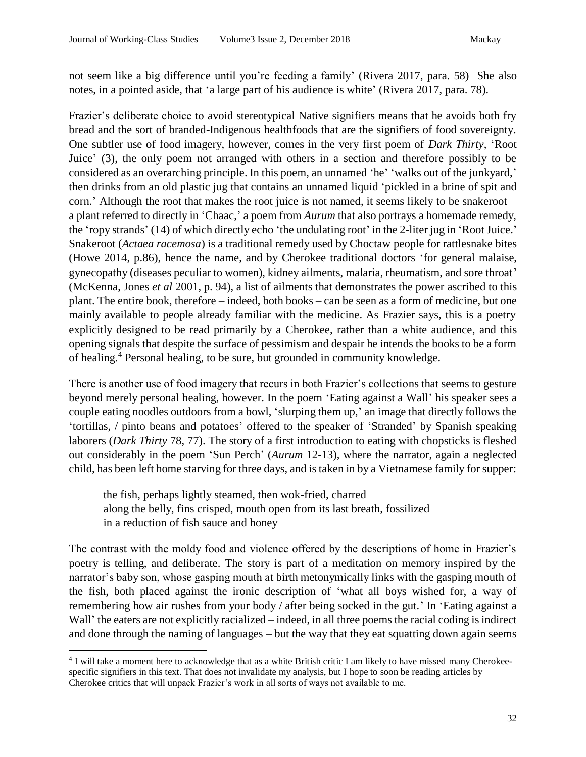not seem like a big difference until you're feeding a family' (Rivera 2017, para. 58) She also notes, in a pointed aside, that 'a large part of his audience is white' (Rivera 2017, para. 78).

Frazier's deliberate choice to avoid stereotypical Native signifiers means that he avoids both fry bread and the sort of branded-Indigenous healthfoods that are the signifiers of food sovereignty. One subtler use of food imagery, however, comes in the very first poem of *Dark Thirty*, 'Root Juice' (3), the only poem not arranged with others in a section and therefore possibly to be considered as an overarching principle. In this poem, an unnamed 'he' 'walks out of the junkyard,' then drinks from an old plastic jug that contains an unnamed liquid 'pickled in a brine of spit and corn.' Although the root that makes the root juice is not named, it seems likely to be snakeroot – a plant referred to directly in 'Chaac,' a poem from *Aurum* that also portrays a homemade remedy, the 'ropy strands' (14) of which directly echo 'the undulating root' in the 2-liter jug in 'Root Juice.' Snakeroot (*Actaea racemosa*) is a traditional remedy used by Choctaw people for rattlesnake bites (Howe 2014, p.86), hence the name, and by Cherokee traditional doctors 'for general malaise, gynecopathy (diseases peculiar to women), kidney ailments, malaria, rheumatism, and sore throat' (McKenna, Jones *et al* 2001, p. 94), a list of ailments that demonstrates the power ascribed to this plant. The entire book, therefore – indeed, both books – can be seen as a form of medicine, but one mainly available to people already familiar with the medicine. As Frazier says, this is a poetry explicitly designed to be read primarily by a Cherokee, rather than a white audience, and this opening signals that despite the surface of pessimism and despair he intends the books to be a form of healing.[4] Personal healing, to be sure, but grounded in community knowledge.

There is another use of food imagery that recurs in both Frazier's collections that seems to gesture beyond merely personal healing, however. In the poem 'Eating against a Wall' his speaker sees a couple eating noodles outdoors from a bowl, 'slurping them up,' an image that directly follows the 'tortillas, / pinto beans and potatoes' offered to the speaker of 'Stranded' by Spanish speaking laborers (*Dark Thirty* 78, 77). The story of a first introduction to eating with chopsticks is fleshed out considerably in the poem 'Sun Perch' (*Aurum* 12-13), where the narrator, again a neglected child, has been left home starving for three days, and is taken in by a Vietnamese family for supper:

> the fish, perhaps lightly steamed, then wok-fried, charred
> along the belly, fins crisped, mouth open from its last breath, fossilized
> in a reduction of fish sauce and honey

The contrast with the moldy food and violence offered by the descriptions of home in Frazier's poetry is telling, and deliberate. The story is part of a meditation on memory inspired by the narrator's baby son, whose gasping mouth at birth metonymically links with the gasping mouth of the fish, both placed against the ironic description of 'what all boys wished for, a way of remembering how air rushes from your body / after being socked in the gut.' In 'Eating against a Wall' the eaters are not explicitly racialized – indeed, in all three poems the racial coding is indirect and done through the naming of languages – but the way that they eat squatting down again seems

[4] I will take a moment here to acknowledge that as a white British critic I am likely to have missed many Cherokee-specific signifiers in this text. That does not invalidate my analysis, but I hope to soon be reading articles by Cherokee critics that will unpack Frazier's work in all sorts of ways not available to me.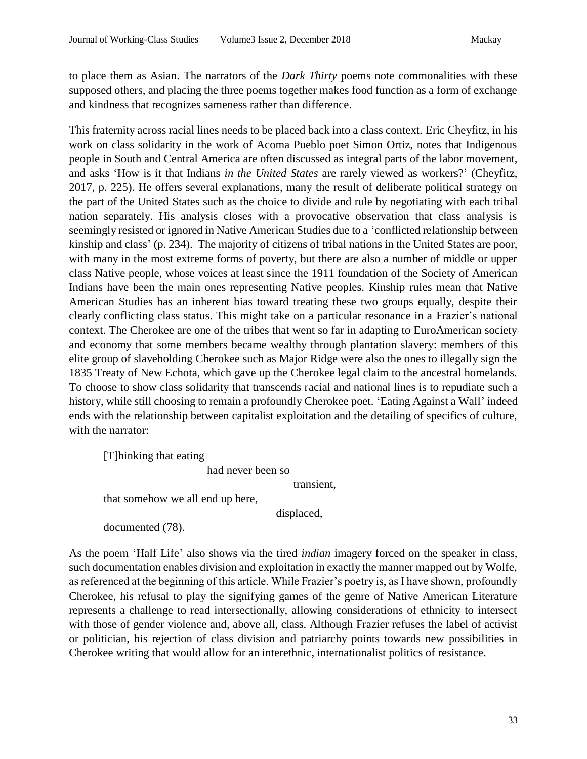to place them as Asian. The narrators of the *Dark Thirty* poems note commonalities with these supposed others, and placing the three poems together makes food function as a form of exchange and kindness that recognizes sameness rather than difference.

This fraternity across racial lines needs to be placed back into a class context. Eric Cheyfitz, in his work on class solidarity in the work of Acoma Pueblo poet Simon Ortiz, notes that Indigenous people in South and Central America are often discussed as integral parts of the labor movement, and asks 'How is it that Indians *in the United States* are rarely viewed as workers?' (Cheyfitz, 2017, p. 225). He offers several explanations, many the result of deliberate political strategy on the part of the United States such as the choice to divide and rule by negotiating with each tribal nation separately. His analysis closes with a provocative observation that class analysis is seemingly resisted or ignored in Native American Studies due to a 'conflicted relationship between kinship and class' (p. 234). The majority of citizens of tribal nations in the United States are poor, with many in the most extreme forms of poverty, but there are also a number of middle or upper class Native people, whose voices at least since the 1911 foundation of the Society of American Indians have been the main ones representing Native peoples. Kinship rules mean that Native American Studies has an inherent bias toward treating these two groups equally, despite their clearly conflicting class status. This might take on a particular resonance in a Frazier's national context. The Cherokee are one of the tribes that went so far in adapting to EuroAmerican society and economy that some members became wealthy through plantation slavery: members of this elite group of slaveholding Cherokee such as Major Ridge were also the ones to illegally sign the 1835 Treaty of New Echota, which gave up the Cherokee legal claim to the ancestral homelands. To choose to show class solidarity that transcends racial and national lines is to repudiate such a history, while still choosing to remain a profoundly Cherokee poet. 'Eating Against a Wall' indeed ends with the relationship between capitalist exploitation and the detailing of specifics of culture, with the narrator:

> [T]hinking that eating
> had never been so
> transient,
> that somehow we all end up here,
> displaced,
> documented (78).

As the poem 'Half Life' also shows via the tired *indian* imagery forced on the speaker in class, such documentation enables division and exploitation in exactly the manner mapped out by Wolfe, as referenced at the beginning of this article. While Frazier's poetry is, as I have shown, profoundly Cherokee, his refusal to play the signifying games of the genre of Native American Literature represents a challenge to read intersectionally, allowing considerations of ethnicity to intersect with those of gender violence and, above all, class. Although Frazier refuses the label of activist or politician, his rejection of class division and patriarchy points towards new possibilities in Cherokee writing that would allow for an interethnic, internationalist politics of resistance.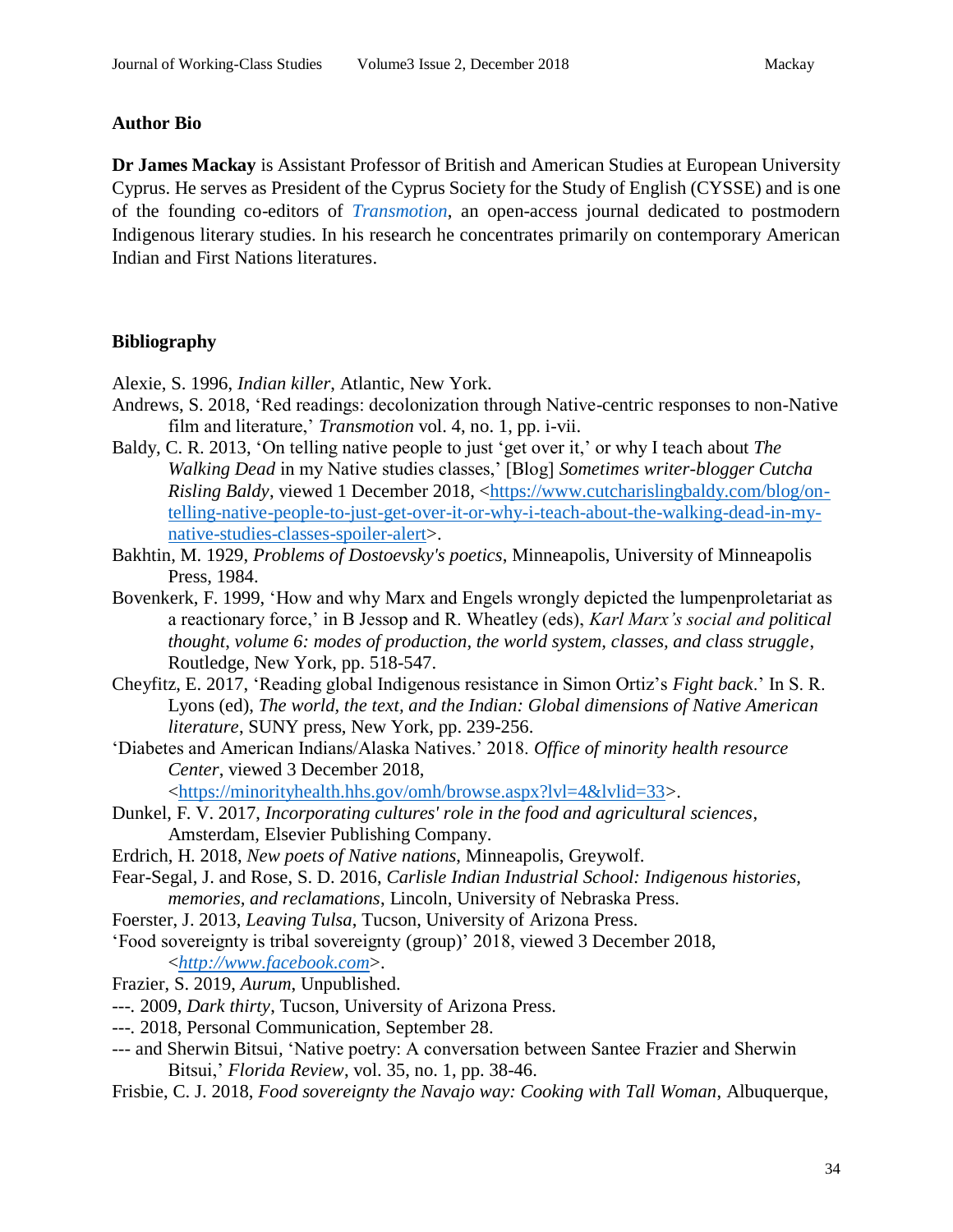## Author Bio

**Dr James Mackay** is Assistant Professor of British and American Studies at European University Cyprus. He serves as President of the Cyprus Society for the Study of English (CYSSE) and is one of the founding co-editors of *Transmotion*, an open-access journal dedicated to postmodern Indigenous literary studies. In his research he concentrates primarily on contemporary American Indian and First Nations literatures.

## Bibliography

Alexie, S. 1996, *Indian killer*, Atlantic, New York.

Andrews, S. 2018, 'Red readings: decolonization through Native-centric responses to non-Native film and literature,' *Transmotion* vol. 4, no. 1, pp. i-vii.

Baldy, C. R. 2013, 'On telling native people to just 'get over it,' or why I teach about *The Walking Dead* in my Native studies classes,' [Blog] *Sometimes writer-blogger Cutcha Risling Baldy*, viewed 1 December 2018, <https://www.cutcharislingbaldy.com/blog/on-telling-native-people-to-just-get-over-it-or-why-i-teach-about-the-walking-dead-in-my-native-studies-classes-spoiler-alert>.

Bakhtin, M. 1929, *Problems of Dostoevsky's poetics*, Minneapolis, University of Minneapolis Press, 1984.

Bovenkerk, F. 1999, 'How and why Marx and Engels wrongly depicted the lumpenproletariat as a reactionary force,' in B Jessop and R. Wheatley (eds), *Karl Marx's social and political thought, volume 6: modes of production, the world system, classes, and class struggle*, Routledge, New York, pp. 518-547.

Cheyfitz, E. 2017, 'Reading global Indigenous resistance in Simon Ortiz's *Fight back*.' In S. R. Lyons (ed), *The world, the text, and the Indian: Global dimensions of Native American literature*, SUNY press, New York, pp. 239-256.

'Diabetes and American Indians/Alaska Natives.' 2018. *Office of minority health resource Center*, viewed 3 December 2018, <https://minorityhealth.hhs.gov/omh/browse.aspx?lvl=4&lvlid=33>.

Dunkel, F. V. 2017, *Incorporating cultures' role in the food and agricultural sciences*, Amsterdam, Elsevier Publishing Company.

Erdrich, H. 2018, *New poets of Native nations*, Minneapolis, Greywolf.

Fear-Segal, J. and Rose, S. D. 2016, *Carlisle Indian Industrial School: Indigenous histories, memories, and reclamations*, Lincoln, University of Nebraska Press.

Foerster, J. 2013, *Leaving Tulsa*, Tucson, University of Arizona Press.

'Food sovereignty is tribal sovereignty (group)' 2018, viewed 3 December 2018, <*http://www.facebook.com*>.

Frazier, S. 2019, *Aurum*, Unpublished.

---. 2009, *Dark thirty*, Tucson, University of Arizona Press.

---. 2018, Personal Communication, September 28.

--- and Sherwin Bitsui, 'Native poetry: A conversation between Santee Frazier and Sherwin Bitsui,' *Florida Review*, vol. 35, no. 1, pp. 38-46.

Frisbie, C. J. 2018, *Food sovereignty the Navajo way: Cooking with Tall Woman*, Albuquerque,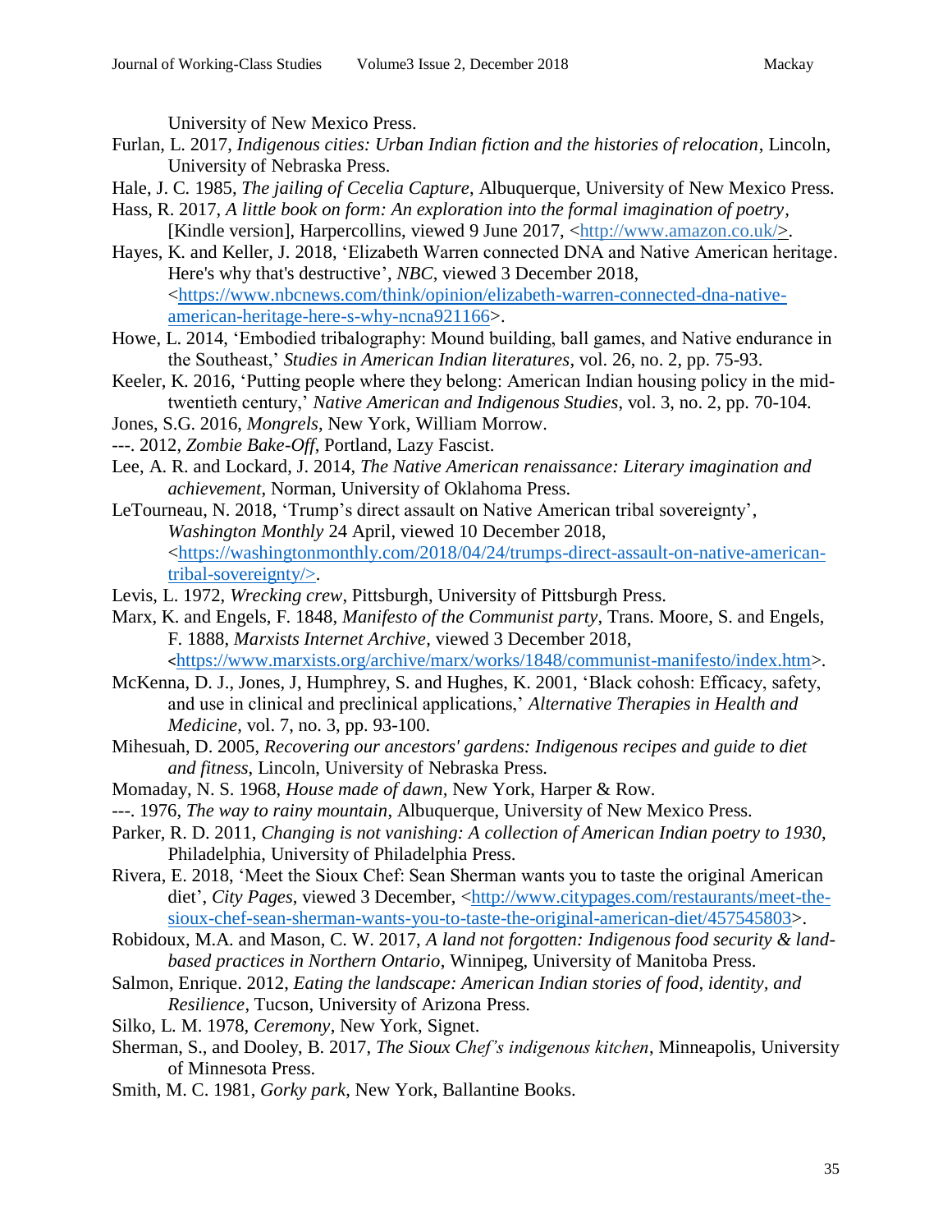University of New Mexico Press.

Furlan, L. 2017, *Indigenous cities: Urban Indian fiction and the histories of relocation*, Lincoln, University of Nebraska Press.

Hale, J. C. 1985, *The jailing of Cecelia Capture*, Albuquerque, University of New Mexico Press.

Hass, R. 2017, *A little book on form: An exploration into the formal imagination of poetry*, [Kindle version], Harpercollins, viewed 9 June 2017, <http://www.amazon.co.uk/>.

Hayes, K. and Keller, J. 2018, 'Elizabeth Warren connected DNA and Native American heritage. Here's why that's destructive', *NBC*, viewed 3 December 2018, <https://www.nbcnews.com/think/opinion/elizabeth-warren-connected-dna-native-american-heritage-here-s-why-ncna921166>.

Howe, L. 2014, 'Embodied tribalography: Mound building, ball games, and Native endurance in the Southeast,' *Studies in American Indian literatures*, vol. 26, no. 2, pp. 75-93.

Keeler, K. 2016, 'Putting people where they belong: American Indian housing policy in the mid-twentieth century,' *Native American and Indigenous Studies*, vol. 3, no. 2, pp. 70-104.

Jones, S.G. 2016, *Mongrels*, New York, William Morrow.

---. 2012, *Zombie Bake-Off*, Portland, Lazy Fascist.

Lee, A. R. and Lockard, J. 2014, *The Native American renaissance: Literary imagination and achievement*, Norman, University of Oklahoma Press.

LeTourneau, N. 2018, 'Trump's direct assault on Native American tribal sovereignty', *Washington Monthly* 24 April, viewed 10 December 2018, <https://washingtonmonthly.com/2018/04/24/trumps-direct-assault-on-native-american-tribal-sovereignty/>.

Levis, L. 1972, *Wrecking crew*, Pittsburgh, University of Pittsburgh Press.

Marx, K. and Engels, F. 1848, *Manifesto of the Communist party*, Trans. Moore, S. and Engels, F. 1888, *Marxists Internet Archive*, viewed 3 December 2018, <https://www.marxists.org/archive/marx/works/1848/communist-manifesto/index.htm>.

McKenna, D. J., Jones, J, Humphrey, S. and Hughes, K. 2001, 'Black cohosh: Efficacy, safety, and use in clinical and preclinical applications,' *Alternative Therapies in Health and Medicine*, vol. 7, no. 3, pp. 93-100.

Mihesuah, D. 2005, *Recovering our ancestors' gardens: Indigenous recipes and guide to diet and fitness*, Lincoln, University of Nebraska Press.

Momaday, N. S. 1968, *House made of dawn*, New York, Harper & Row.

---. 1976, *The way to rainy mountain*, Albuquerque, University of New Mexico Press.

Parker, R. D. 2011, *Changing is not vanishing: A collection of American Indian poetry to 1930*, Philadelphia, University of Philadelphia Press.

Rivera, E. 2018, 'Meet the Sioux Chef: Sean Sherman wants you to taste the original American diet', *City Pages*, viewed 3 December, <http://www.citypages.com/restaurants/meet-the-sioux-chef-sean-sherman-wants-you-to-taste-the-original-american-diet/457545803>.

Robidoux, M.A. and Mason, C. W. 2017, *A land not forgotten: Indigenous food security & land-based practices in Northern Ontario*, Winnipeg, University of Manitoba Press.

Salmon, Enrique. 2012, *Eating the landscape: American Indian stories of food, identity, and Resilience*, Tucson, University of Arizona Press.

Silko, L. M. 1978, *Ceremony*, New York, Signet.

Sherman, S., and Dooley, B. 2017, *The Sioux Chef's indigenous kitchen*, Minneapolis, University of Minnesota Press.

Smith, M. C. 1981, *Gorky park*, New York, Ballantine Books.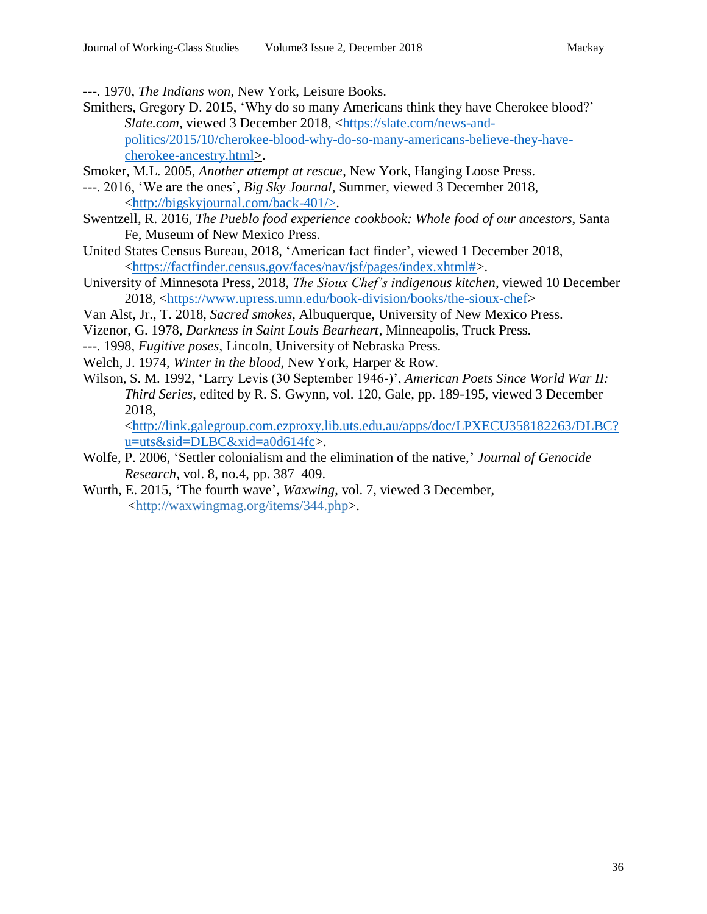---. 1970, *The Indians won*, New York, Leisure Books.

Smithers, Gregory D. 2015, 'Why do so many Americans think they have Cherokee blood?' *Slate.com*, viewed 3 December 2018, <https://slate.com/news-and-politics/2015/10/cherokee-blood-why-do-so-many-americans-believe-they-have-cherokee-ancestry.html>.

Smoker, M.L. 2005, *Another attempt at rescue*, New York, Hanging Loose Press.

---. 2016, 'We are the ones', *Big Sky Journal*, Summer, viewed 3 December 2018, <http://bigskyjournal.com/back-401/>.

Swentzell, R. 2016, *The Pueblo food experience cookbook: Whole food of our ancestors*, Santa Fe, Museum of New Mexico Press.

United States Census Bureau, 2018, 'American fact finder', viewed 1 December 2018, <https://factfinder.census.gov/faces/nav/jsf/pages/index.xhtml#>.

University of Minnesota Press, 2018, *The Sioux Chef's indigenous kitchen*, viewed 10 December 2018, <https://www.upress.umn.edu/book-division/books/the-sioux-chef>

Van Alst, Jr., T. 2018, *Sacred smokes*, Albuquerque, University of New Mexico Press.

Vizenor, G. 1978, *Darkness in Saint Louis Bearheart*, Minneapolis, Truck Press.

---. 1998, *Fugitive poses*, Lincoln, University of Nebraska Press.

Welch, J. 1974, *Winter in the blood*, New York, Harper & Row.

Wilson, S. M. 1992, 'Larry Levis (30 September 1946-)', *American Poets Since World War II: Third Series*, edited by R. S. Gwynn, vol. 120, Gale, pp. 189-195, viewed 3 December 2018, <http://link.galegroup.com.ezproxy.lib.uts.edu.au/apps/doc/LPXECU358182263/DLBC?u=uts&sid=DLBC&xid=a0d614fc>.

Wolfe, P. 2006, 'Settler colonialism and the elimination of the native,' *Journal of Genocide Research*, vol. 8, no.4, pp. 387–409.

Wurth, E. 2015, 'The fourth wave', *Waxwing*, vol. 7, viewed 3 December, <http://waxwingmag.org/items/344.php>.